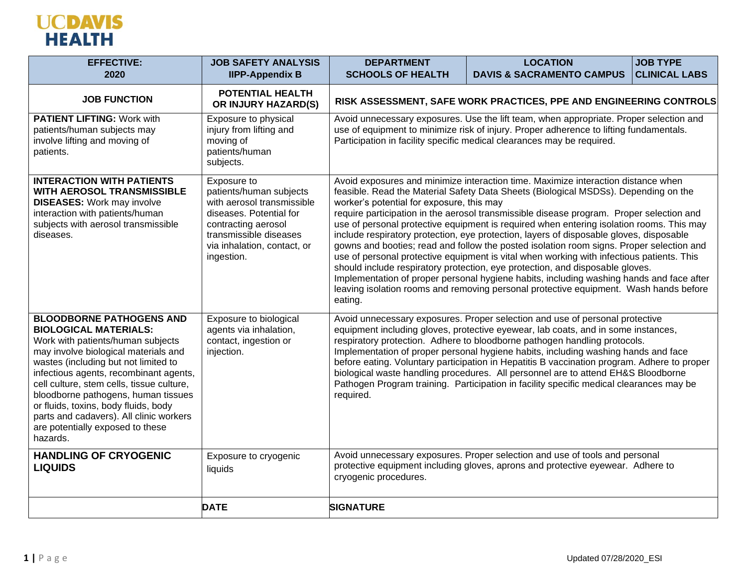**UCDAVIS HEALTH**

| EFFECTIVE: 2020 | JOB SAFETY ANALYSIS IIPP-Appendix B | DEPARTMENT SCHOOLS OF HEALTH | LOCATION DAVIS & SACRAMENTO CAMPUS | JOB TYPE CLINICAL LABS |
|---|---|---|---|---|
| **JOB FUNCTION** | **POTENTIAL HEALTH OR INJURY HAZARD(S)** | **RISK ASSESSMENT, SAFE WORK PRACTICES, PPE AND ENGINEERING CONTROLS** | | |
| **PATIENT LIFTING:** Work with patients/human subjects may involve lifting and moving of patients. | Exposure to physical injury from lifting and moving of patients/human subjects. | Avoid unnecessary exposures. Use the lift team, when appropriate. Proper selection and use of equipment to minimize risk of injury. Proper adherence to lifting fundamentals. Participation in facility specific medical clearances may be required. | | |
| **INTERACTION WITH PATIENTS WITH AEROSOL TRANSMISSIBLE DISEASES:** Work may involve interaction with patients/human subjects with aerosol transmissible diseases. | Exposure to patients/human subjects with aerosol transmissible diseases. Potential for contracting aerosol transmissible diseases via inhalation, contact, or ingestion. | Avoid exposures and minimize interaction time. Maximize interaction distance when feasible. Read the Material Safety Data Sheets (Biological MSDSs). Depending on the worker's potential for exposure, this may require participation in the aerosol transmissible disease program. Proper selection and use of personal protective equipment is required when entering isolation rooms. This may include respiratory protection, eye protection, layers of disposable gloves, disposable gowns and booties; read and follow the posted isolation room signs. Proper selection and use of personal protective equipment is vital when working with infectious patients. This should include respiratory protection, eye protection, and disposable gloves. Implementation of proper personal hygiene habits, including washing hands and face after leaving isolation rooms and removing personal protective equipment. Wash hands before eating. | | |
| **BLOODBORNE PATHOGENS AND BIOLOGICAL MATERIALS:** Work with patients/human subjects may involve biological materials and wastes (including but not limited to infectious agents, recombinant agents, cell culture, stem cells, tissue culture, bloodborne pathogens, human tissues or fluids, toxins, body fluids, body parts and cadavers). All clinic workers are potentially exposed to these hazards. | Exposure to biological agents via inhalation, contact, ingestion or injection. | Avoid unnecessary exposures. Proper selection and use of personal protective equipment including gloves, protective eyewear, lab coats, and in some instances, respiratory protection. Adhere to bloodborne pathogen handling protocols. Implementation of proper personal hygiene habits, including washing hands and face before eating. Voluntary participation in Hepatitis B vaccination program. Adhere to proper biological waste handling procedures. All personnel are to attend EH&S Bloodborne Pathogen Program training. Participation in facility specific medical clearances may be required. | | |
| **HANDLING OF CRYOGENIC LIQUIDS** | Exposure to cryogenic liquids | Avoid unnecessary exposures. Proper selection and use of tools and personal protective equipment including gloves, aprons and protective eyewear. Adhere to cryogenic procedures. | | |
| | **DATE** | **SIGNATURE** | | |

Updated 07/28/2020_ESI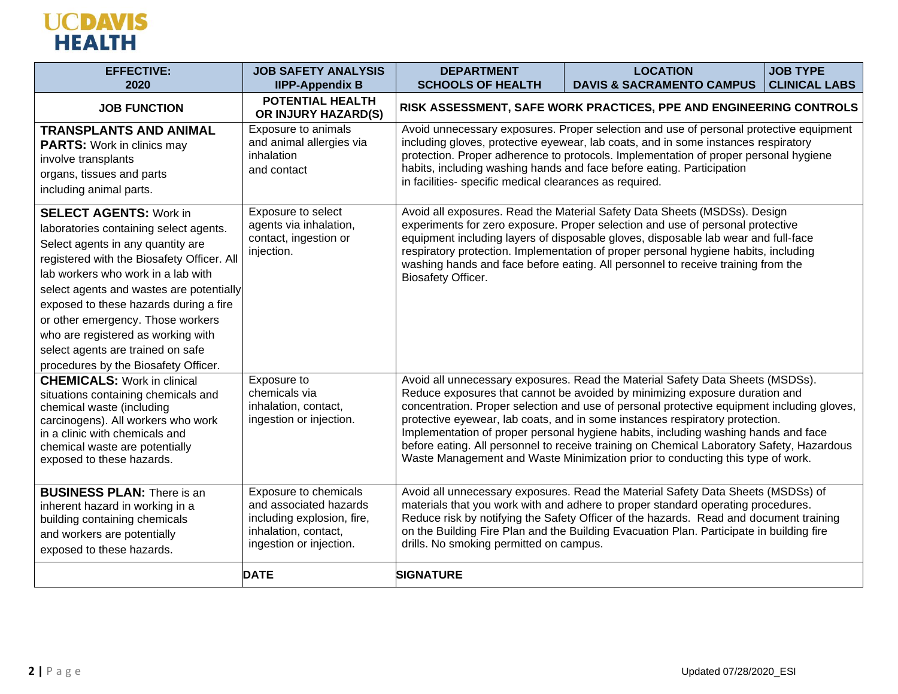UCDAVIS HEALTH

| EFFECTIVE: 2020 | JOB SAFETY ANALYSIS IIPP-Appendix B | DEPARTMENT SCHOOLS OF HEALTH | LOCATION DAVIS & SACRAMENTO CAMPUS | JOB TYPE CLINICAL LABS |
|---|---|---|---|---|
| **JOB FUNCTION** | **POTENTIAL HEALTH OR INJURY HAZARD(S)** | **RISK ASSESSMENT, SAFE WORK PRACTICES, PPE AND ENGINEERING CONTROLS** | | |
| **TRANSPLANTS AND ANIMAL PARTS:** Work in clinics may involve transplants organs, tissues and parts including animal parts. | Exposure to animals and animal allergies via inhalation and contact | Avoid unnecessary exposures. Proper selection and use of personal protective equipment including gloves, protective eyewear, lab coats, and in some instances respiratory protection. Proper adherence to protocols. Implementation of proper personal hygiene habits, including washing hands and face before eating. Participation in facilities- specific medical clearances as required. | | |
| **SELECT AGENTS:** Work in laboratories containing select agents. Select agents in any quantity are registered with the Biosafety Officer. All lab workers who work in a lab with select agents and wastes are potentially exposed to these hazards during a fire or other emergency. Those workers who are registered as working with select agents are trained on safe procedures by the Biosafety Officer. | Exposure to select agents via inhalation, contact, ingestion or injection. | Avoid all exposures. Read the Material Safety Data Sheets (MSDSs). Design experiments for zero exposure. Proper selection and use of personal protective equipment including layers of disposable gloves, disposable lab wear and full-face respiratory protection. Implementation of proper personal hygiene habits, including washing hands and face before eating. All personnel to receive training from the Biosafety Officer. | | |
| **CHEMICALS:** Work in clinical situations containing chemicals and chemical waste (including carcinogens). All workers who work in a clinic with chemicals and chemical waste are potentially exposed to these hazards. | Exposure to chemicals via inhalation, contact, ingestion or injection. | Avoid all unnecessary exposures. Read the Material Safety Data Sheets (MSDSs). Reduce exposures that cannot be avoided by minimizing exposure duration and concentration. Proper selection and use of personal protective equipment including gloves, protective eyewear, lab coats, and in some instances respiratory protection. Implementation of proper personal hygiene habits, including washing hands and face before eating. All personnel to receive training on Chemical Laboratory Safety, Hazardous Waste Management and Waste Minimization prior to conducting this type of work. | | |
| **BUSINESS PLAN:** There is an inherent hazard in working in a building containing chemicals and workers are potentially exposed to these hazards. | Exposure to chemicals and associated hazards including explosion, fire, inhalation, contact, ingestion or injection. | Avoid all unnecessary exposures. Read the Material Safety Data Sheets (MSDSs) of materials that you work with and adhere to proper standard operating procedures. Reduce risk by notifying the Safety Officer of the hazards. Read and document training on the Building Fire Plan and the Building Evacuation Plan. Participate in building fire drills. No smoking permitted on campus. | | |
| | **DATE** | **SIGNATURE** | | |

Updated 07/28/2020_ESI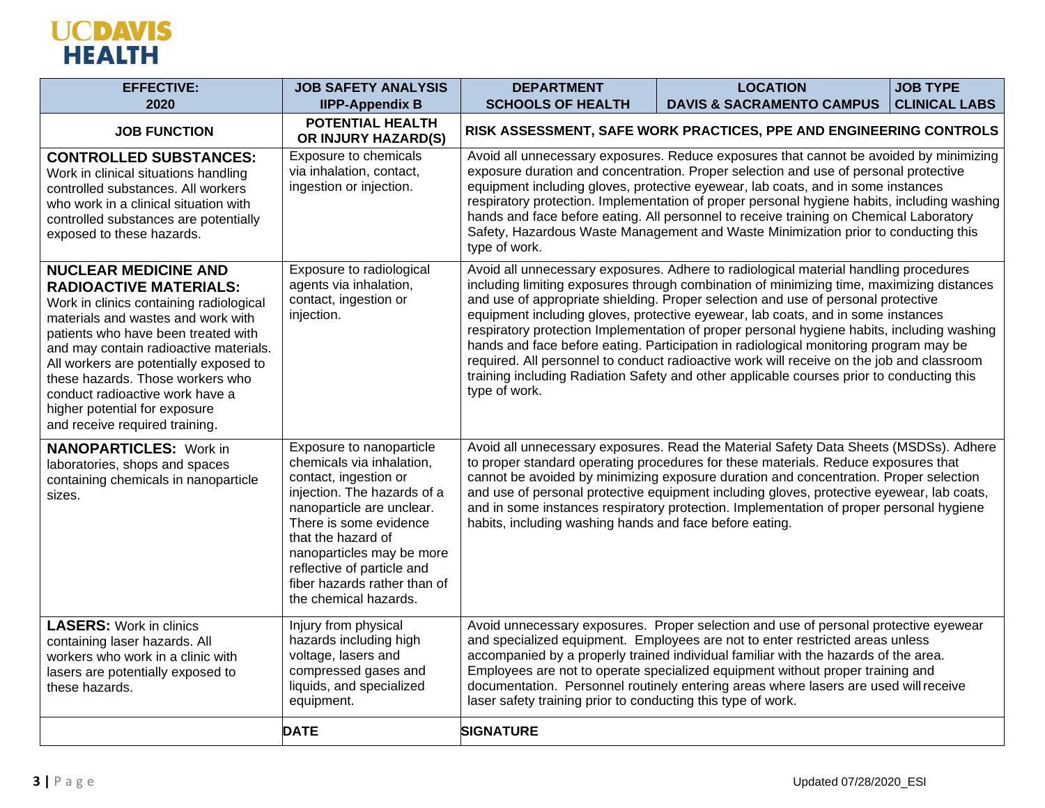**UCDAVIS HEALTH**

| EFFECTIVE: 2020 | JOB SAFETY ANALYSIS IIPP-Appendix B | DEPARTMENT SCHOOLS OF HEALTH | LOCATION DAVIS & SACRAMENTO CAMPUS | JOB TYPE CLINICAL LABS |
|---|---|---|---|---|
| **JOB FUNCTION** | **POTENTIAL HEALTH OR INJURY HAZARD(S)** | **RISK ASSESSMENT, SAFE WORK PRACTICES, PPE AND ENGINEERING CONTROLS** | | |
| **CONTROLLED SUBSTANCES:** Work in clinical situations handling controlled substances. All workers who work in a clinical situation with controlled substances are potentially exposed to these hazards. | Exposure to chemicals via inhalation, contact, ingestion or injection. | Avoid all unnecessary exposures. Reduce exposures that cannot be avoided by minimizing exposure duration and concentration. Proper selection and use of personal protective equipment including gloves, protective eyewear, lab coats, and in some instances respiratory protection. Implementation of proper personal hygiene habits, including washing hands and face before eating. All personnel to receive training on Chemical Laboratory Safety, Hazardous Waste Management and Waste Minimization prior to conducting this type of work. | | |
| **NUCLEAR MEDICINE AND RADIOACTIVE MATERIALS:** Work in clinics containing radiological materials and wastes and work with patients who have been treated with and may contain radioactive materials. All workers are potentially exposed to these hazards. Those workers who conduct radioactive work have a higher potential for exposure and receive required training. | Exposure to radiological agents via inhalation, contact, ingestion or injection. | Avoid all unnecessary exposures. Adhere to radiological material handling procedures including limiting exposures through combination of minimizing time, maximizing distances and use of appropriate shielding. Proper selection and use of personal protective equipment including gloves, protective eyewear, lab coats, and in some instances respiratory protection Implementation of proper personal hygiene habits, including washing hands and face before eating. Participation in radiological monitoring program may be required. All personnel to conduct radioactive work will receive on the job and classroom training including Radiation Safety and other applicable courses prior to conducting this type of work. | | |
| **NANOPARTICLES:** Work in laboratories, shops and spaces containing chemicals in nanoparticle sizes. | Exposure to nanoparticle chemicals via inhalation, contact, ingestion or injection. The hazards of a nanoparticle are unclear. There is some evidence that the hazard of nanoparticles may be more reflective of particle and fiber hazards rather than of the chemical hazards. | Avoid all unnecessary exposures. Read the Material Safety Data Sheets (MSDSs). Adhere to proper standard operating procedures for these materials. Reduce exposures that cannot be avoided by minimizing exposure duration and concentration. Proper selection and use of personal protective equipment including gloves, protective eyewear, lab coats, and in some instances respiratory protection. Implementation of proper personal hygiene habits, including washing hands and face before eating. | | |
| **LASERS:** Work in clinics containing laser hazards. All workers who work in a clinic with lasers are potentially exposed to these hazards. | Injury from physical hazards including high voltage, lasers and compressed gases and liquids, and specialized equipment. | Avoid unnecessary exposures. Proper selection and use of personal protective eyewear and specialized equipment. Employees are not to enter restricted areas unless accompanied by a properly trained individual familiar with the hazards of the area. Employees are not to operate specialized equipment without proper training and documentation. Personnel routinely entering areas where lasers are used will receive laser safety training prior to conducting this type of work. | | |
| | **DATE** | **SIGNATURE** | | |

Updated 07/28/2020_ESI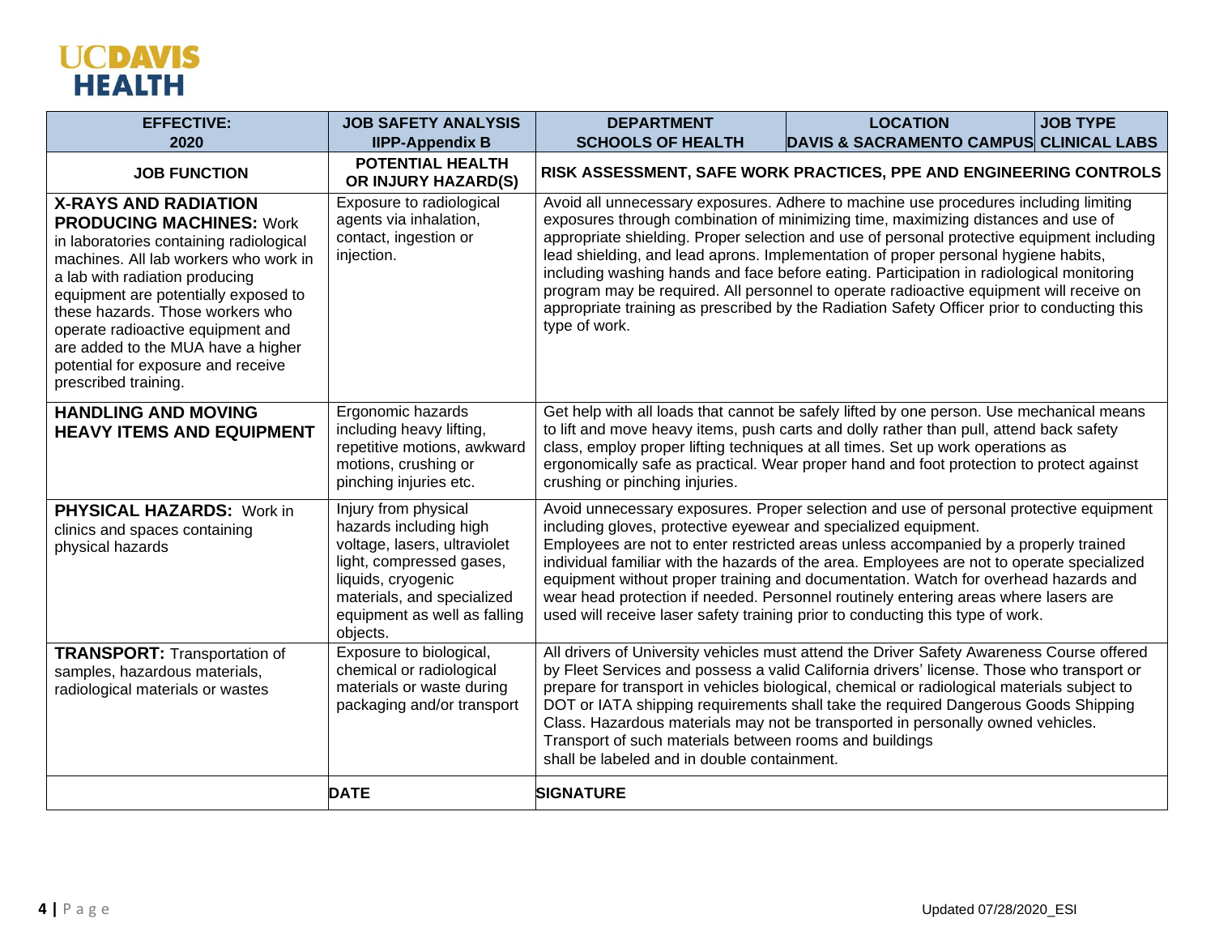UCDAVIS HEALTH

| EFFECTIVE: 2020 | JOB SAFETY ANALYSIS IIPP-Appendix B | DEPARTMENT SCHOOLS OF HEALTH | LOCATION DAVIS & SACRAMENTO CAMPUS | JOB TYPE CLINICAL LABS |
|---|---|---|---|---|
| **JOB FUNCTION** | **POTENTIAL HEALTH OR INJURY HAZARD(S)** | **RISK ASSESSMENT, SAFE WORK PRACTICES, PPE AND ENGINEERING CONTROLS** | | |
| **X-RAYS AND RADIATION PRODUCING MACHINES:** Work in laboratories containing radiological machines. All lab workers who work in a lab with radiation producing equipment are potentially exposed to these hazards. Those workers who operate radioactive equipment and are added to the MUA have a higher potential for exposure and receive prescribed training. | Exposure to radiological agents via inhalation, contact, ingestion or injection. | Avoid all unnecessary exposures. Adhere to machine use procedures including limiting exposures through combination of minimizing time, maximizing distances and use of appropriate shielding. Proper selection and use of personal protective equipment including lead shielding, and lead aprons. Implementation of proper personal hygiene habits, including washing hands and face before eating. Participation in radiological monitoring program may be required. All personnel to operate radioactive equipment will receive on appropriate training as prescribed by the Radiation Safety Officer prior to conducting this type of work. | | |
| **HANDLING AND MOVING HEAVY ITEMS AND EQUIPMENT** | Ergonomic hazards including heavy lifting, repetitive motions, awkward motions, crushing or pinching injuries etc. | Get help with all loads that cannot be safely lifted by one person. Use mechanical means to lift and move heavy items, push carts and dolly rather than pull, attend back safety class, employ proper lifting techniques at all times. Set up work operations as ergonomically safe as practical. Wear proper hand and foot protection to protect against crushing or pinching injuries. | | |
| **PHYSICAL HAZARDS:** Work in clinics and spaces containing physical hazards | Injury from physical hazards including high voltage, lasers, ultraviolet light, compressed gases, liquids, cryogenic materials, and specialized equipment as well as falling objects. | Avoid unnecessary exposures. Proper selection and use of personal protective equipment including gloves, protective eyewear and specialized equipment. Employees are not to enter restricted areas unless accompanied by a properly trained individual familiar with the hazards of the area. Employees are not to operate specialized equipment without proper training and documentation. Watch for overhead hazards and wear head protection if needed. Personnel routinely entering areas where lasers are used will receive laser safety training prior to conducting this type of work. | | |
| **TRANSPORT:** Transportation of samples, hazardous materials, radiological materials or wastes | Exposure to biological, chemical or radiological materials or waste during packaging and/or transport | All drivers of University vehicles must attend the Driver Safety Awareness Course offered by Fleet Services and possess a valid California drivers' license. Those who transport or prepare for transport in vehicles biological, chemical or radiological materials subject to DOT or IATA shipping requirements shall take the required Dangerous Goods Shipping Class. Hazardous materials may not be transported in personally owned vehicles. Transport of such materials between rooms and buildings shall be labeled and in double containment. | | |
| | **DATE** | **SIGNATURE** | | |

Updated 07/28/2020_ESI